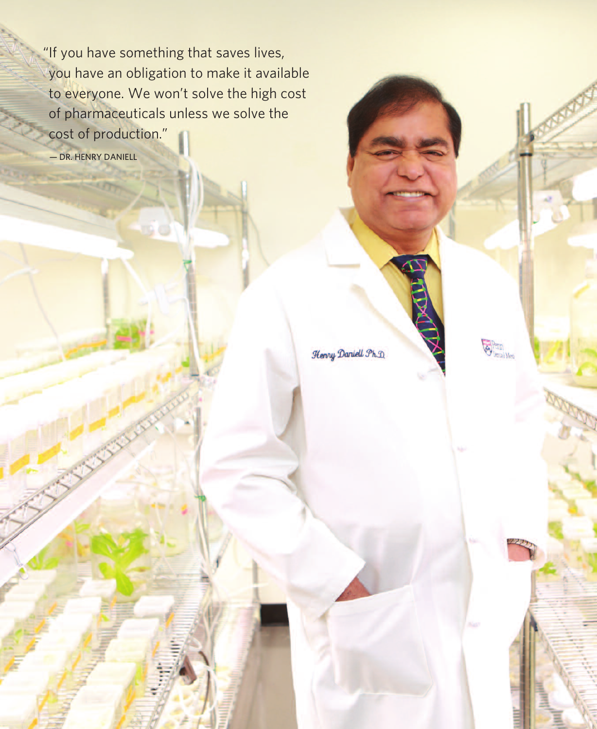"If you have something that saves lives, you have an obligation to make it available to everyone. We won't solve the high cost of pharmaceuticals unless we solve the cost of production."

— DR. HENRY DANIELL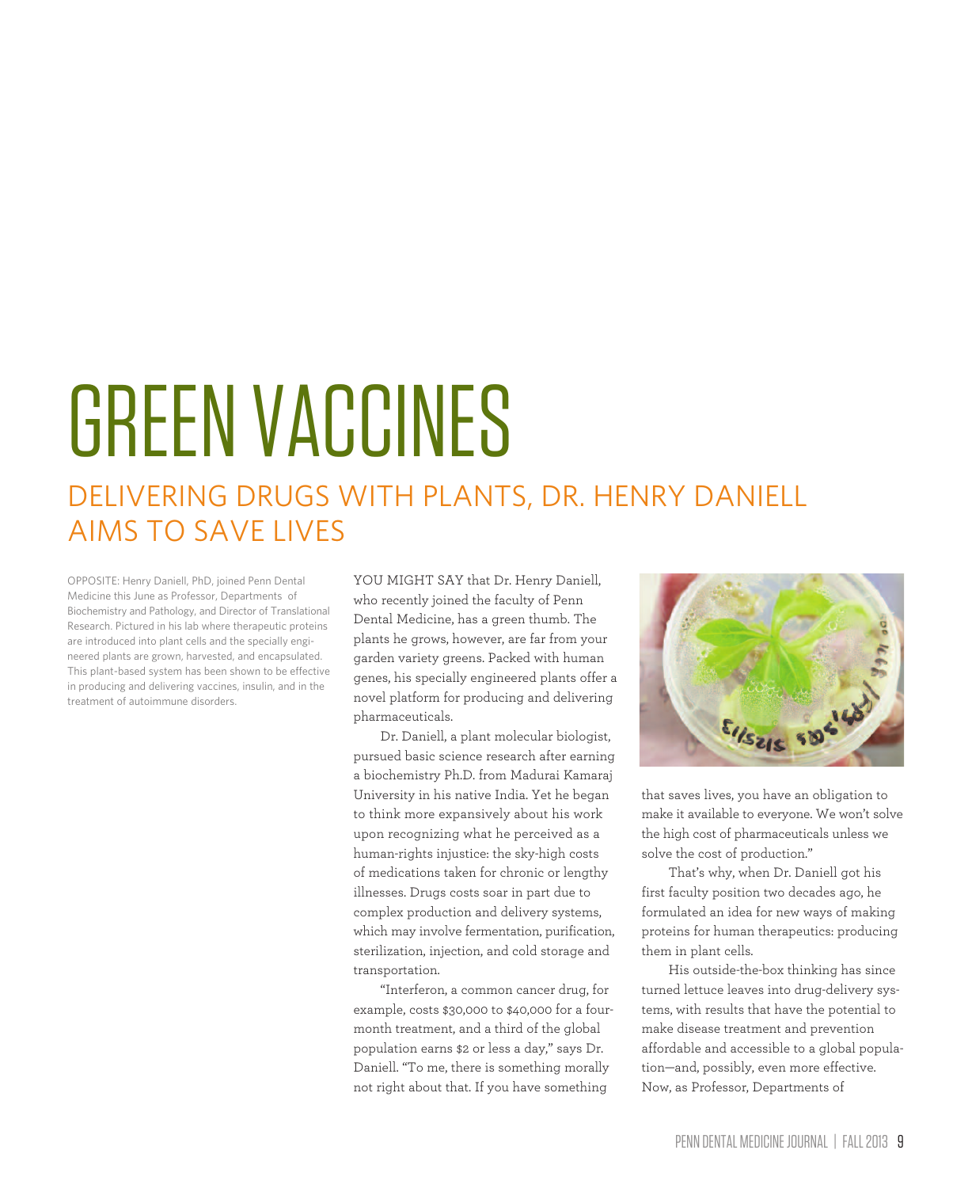# GREEN VACCINES

## DELIVERING DRUGS WITH PLANTS, DR. HENRY DANIELL AIMS TO SAVE LIVES

OPPOSITE: Henry Daniell, PhD, joined Penn Dental Medicine this June as Professor, Departments of Biochemistry and Pathology, and Director of Translational Research. Pictured in his lab where therapeutic proteins are introduced into plant cells and the specially engineered plants are grown, harvested, and encapsulated. This plant-based system has been shown to be effective in producing and delivering vaccines, insulin, and in the treatment of autoimmune disorders.

YOU MIGHT SAY that Dr. Henry Daniell, who recently joined the faculty of Penn Dental Medicine, has a green thumb. The plants he grows, however, are far from your garden variety greens. Packed with human genes, his specially engineered plants offer a novel platform for producing and delivering pharmaceuticals.

Dr. Daniell, a plant molecular biologist, pursued basic science research after earning a biochemistry Ph.D. from Madurai Kamaraj University in his native India. Yet he began to think more expansively about his work upon recognizing what he perceived as a human-rights injustice: the sky-high costs of medications taken for chronic or lengthy illnesses. Drugs costs soar in part due to complex production and delivery systems, which may involve fermentation, purification, sterilization, injection, and cold storage and transportation.

"Interferon, a common cancer drug, for example, costs $30,000 to $40,000 for a four-month treatment, and a third of the global population earns $2 or less a day," says Dr. Daniell. "To me, there is something morally not right about that. If you have something that saves lives, you have an obligation to make it available to everyone. We won't solve the high cost of pharmaceuticals unless we solve the cost of production."

That's why, when Dr. Daniell got his first faculty position two decades ago, he formulated an idea for new ways of making proteins for human therapeutics: producing them in plant cells.

His outside-the-box thinking has since turned lettuce leaves into drug-delivery systems, with results that have the potential to make disease treatment and prevention affordable and accessible to a global population—and, possibly, even more effective. Now, as Professor, Departments of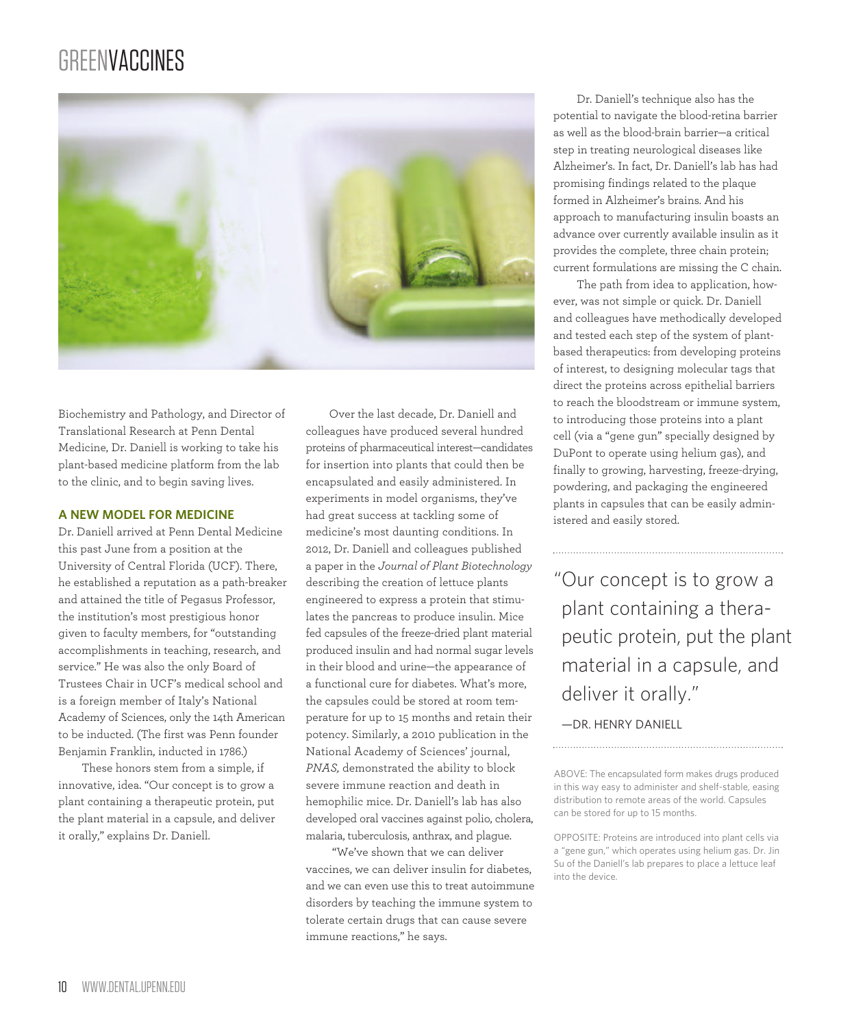Biochemistry and Pathology, and Director of Translational Research at Penn Dental Medicine, Dr. Daniell is working to take his plant-based medicine platform from the lab to the clinic, and to begin saving lives.

## A NEW MODEL FOR MEDICINE

Dr. Daniell arrived at Penn Dental Medicine this past June from a position at the University of Central Florida (UCF). There, he established a reputation as a path-breaker and attained the title of Pegasus Professor, the institution's most prestigious honor given to faculty members, for "outstanding accomplishments in teaching, research, and service." He was also the only Board of Trustees Chair in UCF's medical school and is a foreign member of Italy's National Academy of Sciences, only the 14th American to be inducted. (The first was Penn founder Benjamin Franklin, inducted in 1786.)

These honors stem from a simple, if innovative, idea. "Our concept is to grow a plant containing a therapeutic protein, put the plant material in a capsule, and deliver it orally," explains Dr. Daniell.

Over the last decade, Dr. Daniell and colleagues have produced several hundred proteins of pharmaceutical interest—candidates for insertion into plants that could then be encapsulated and easily administered. In experiments in model organisms, they've had great success at tackling some of medicine's most daunting conditions. In 2012, Dr. Daniell and colleagues published a paper in the *Journal of Plant Biotechnology* describing the creation of lettuce plants engineered to express a protein that stimulates the pancreas to produce insulin. Mice fed capsules of the freeze-dried plant material produced insulin and had normal sugar levels in their blood and urine—the appearance of a functional cure for diabetes. What's more, the capsules could be stored at room temperature for up to 15 months and retain their potency. Similarly, a 2010 publication in the National Academy of Sciences' journal, *PNAS,* demonstrated the ability to block severe immune reaction and death in hemophilic mice. Dr. Daniell's lab has also developed oral vaccines against polio, cholera, malaria, tuberculosis, anthrax, and plague.

"We've shown that we can deliver vaccines, we can deliver insulin for diabetes, and we can even use this to treat autoimmune disorders by teaching the immune system to tolerate certain drugs that can cause severe immune reactions," he says.

Dr. Daniell's technique also has the potential to navigate the blood-retina barrier as well as the blood-brain barrier—a critical step in treating neurological diseases like Alzheimer's. In fact, Dr. Daniell's lab has had promising findings related to the plaque formed in Alzheimer's brains. And his approach to manufacturing insulin boasts an advance over currently available insulin as it provides the complete, three chain protein; current formulations are missing the C chain.

The path from idea to application, however, was not simple or quick. Dr. Daniell and colleagues have methodically developed and tested each step of the system of plant-based therapeutics: from developing proteins of interest, to designing molecular tags that direct the proteins across epithelial barriers to reach the bloodstream or immune system, to introducing those proteins into a plant cell (via a "gene gun" specially designed by DuPont to operate using helium gas), and finally to growing, harvesting, freeze-drying, powdering, and packaging the engineered plants in capsules that can be easily administered and easily stored.

> "Our concept is to grow a plant containing a therapeutic protein, put the plant material in a capsule, and deliver it orally."
>
> —DR. HENRY DANIELL

ABOVE: The encapsulated form makes drugs produced in this way easy to administer and shelf-stable, easing distribution to remote areas of the world. Capsules can be stored for up to 15 months.

OPPOSITE: Proteins are introduced into plant cells via a "gene gun," which operates using helium gas. Dr. Jin Su of the Daniell's lab prepares to place a lettuce leaf into the device.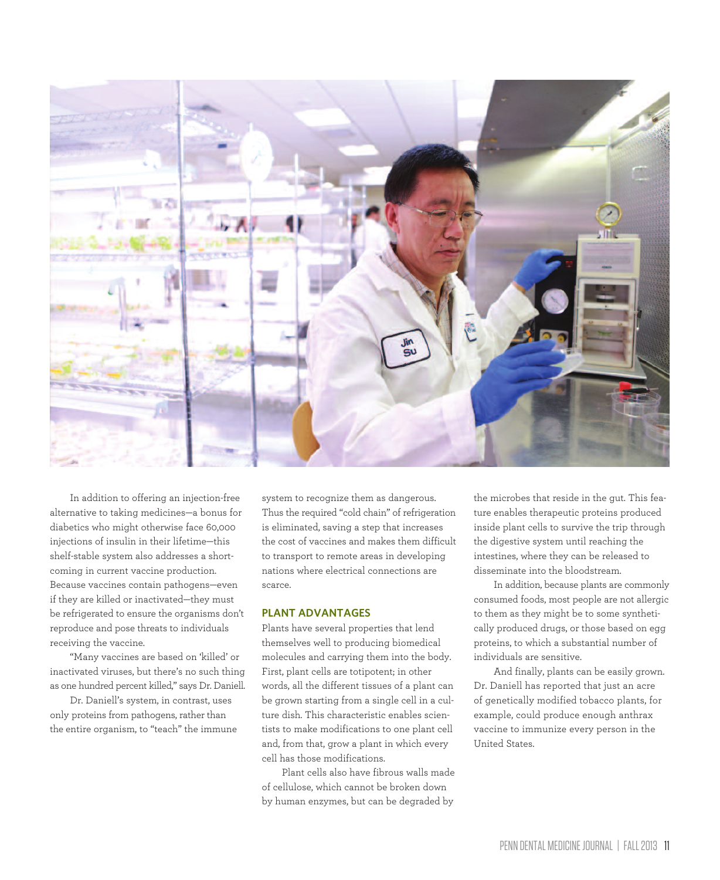In addition to offering an injection-free alternative to taking medicines—a bonus for diabetics who might otherwise face 60,000 injections of insulin in their lifetime—this shelf-stable system also addresses a shortcoming in current vaccine production. Because vaccines contain pathogens—even if they are killed or inactivated—they must be refrigerated to ensure the organisms don't reproduce and pose threats to individuals receiving the vaccine.

"Many vaccines are based on 'killed' or inactivated viruses, but there's no such thing as one hundred percent killed," says Dr. Daniell.

Dr. Daniell's system, in contrast, uses only proteins from pathogens, rather than the entire organism, to "teach" the immune system to recognize them as dangerous. Thus the required "cold chain" of refrigeration is eliminated, saving a step that increases the cost of vaccines and makes them difficult to transport to remote areas in developing nations where electrical connections are scarce.

## PLANT ADVANTAGES

Plants have several properties that lend themselves well to producing biomedical molecules and carrying them into the body. First, plant cells are totipotent; in other words, all the different tissues of a plant can be grown starting from a single cell in a culture dish. This characteristic enables scientists to make modifications to one plant cell and, from that, grow a plant in which every cell has those modifications.

Plant cells also have fibrous walls made of cellulose, which cannot be broken down by human enzymes, but can be degraded by the microbes that reside in the gut. This feature enables therapeutic proteins produced inside plant cells to survive the trip through the digestive system until reaching the intestines, where they can be released to disseminate into the bloodstream.

In addition, because plants are commonly consumed foods, most people are not allergic to them as they might be to some synthetically produced drugs, or those based on egg proteins, to which a substantial number of individuals are sensitive.

And finally, plants can be easily grown. Dr. Daniell has reported that just an acre of genetically modified tobacco plants, for example, could produce enough anthrax vaccine to immunize every person in the United States.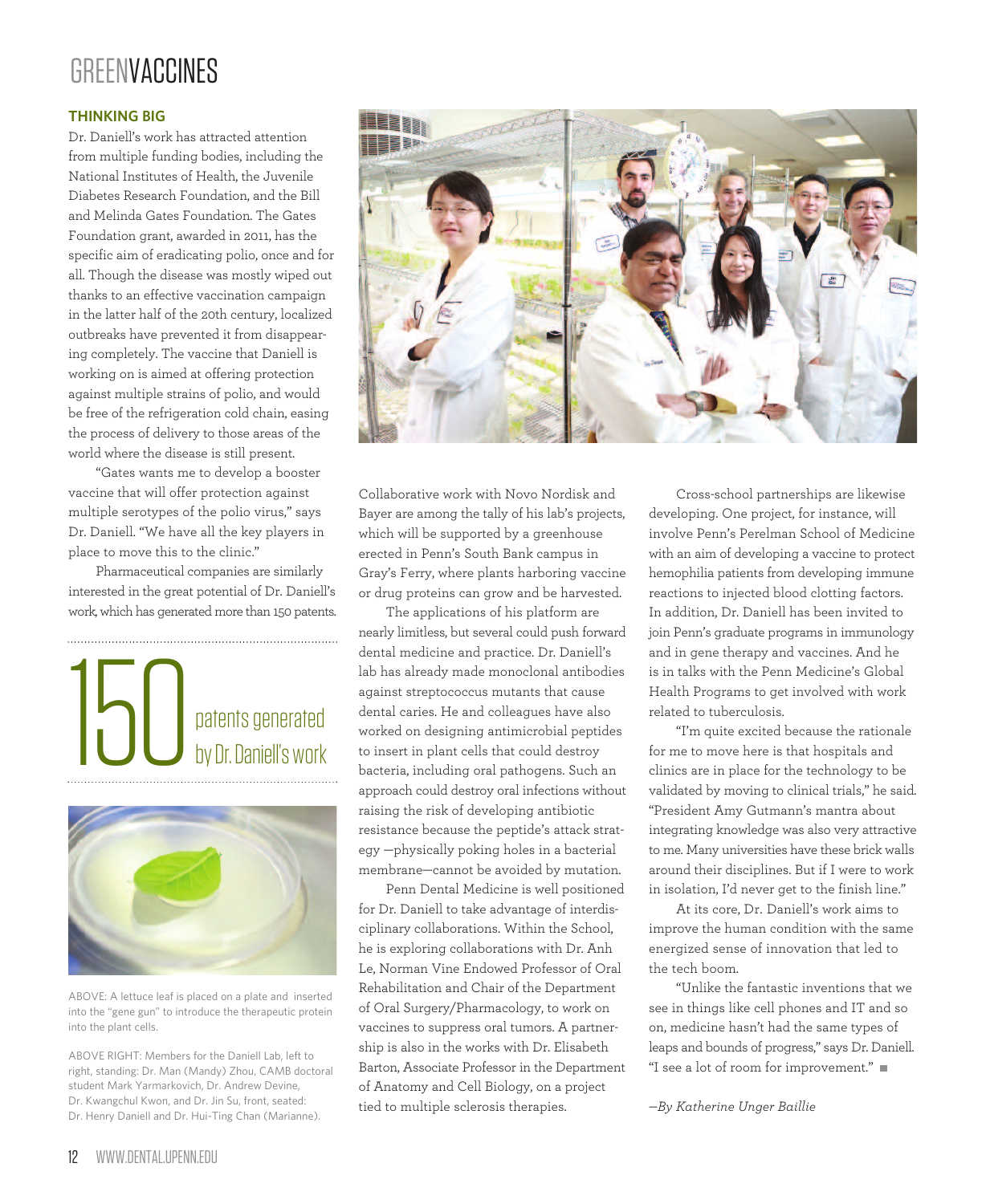# GREENVACCINES

### THINKING BIG

Dr. Daniell's work has attracted attention from multiple funding bodies, including the National Institutes of Health, the Juvenile Diabetes Research Foundation, and the Bill and Melinda Gates Foundation. The Gates Foundation grant, awarded in 2011, has the specific aim of eradicating polio, once and for all. Though the disease was mostly wiped out thanks to an effective vaccination campaign in the latter half of the 20th century, localized outbreaks have prevented it from disappearing completely. The vaccine that Daniell is working on is aimed at offering protection against multiple strains of polio, and would be free of the refrigeration cold chain, easing the process of delivery to those areas of the world where the disease is still present.

"Gates wants me to develop a booster vaccine that will offer protection against multiple serotypes of the polio virus," says Dr. Daniell. "We have all the key players in place to move this to the clinic."

Pharmaceutical companies are similarly interested in the great potential of Dr. Daniell's work, which has generated more than 150 patents.

**150** patents generated by Dr. Daniell's work

ABOVE: A lettuce leaf is placed on a plate and inserted into the "gene gun" to introduce the therapeutic protein into the plant cells.

ABOVE RIGHT: Members for the Daniell Lab, left to right, standing: Dr. Man (Mandy) Zhou, CAMB doctoral student Mark Yarmarkovich, Dr. Andrew Devine, Dr. Kwangchul Kwon, and Dr. Jin Su, front, seated: Dr. Henry Daniell and Dr. Hui-Ting Chan (Marianne).

Collaborative work with Novo Nordisk and Bayer are among the tally of his lab's projects, which will be supported by a greenhouse erected in Penn's South Bank campus in Gray's Ferry, where plants harboring vaccine or drug proteins can grow and be harvested.

The applications of his platform are nearly limitless, but several could push forward dental medicine and practice. Dr. Daniell's lab has already made monoclonal antibodies against streptococcus mutants that cause dental caries. He and colleagues have also worked on designing antimicrobial peptides to insert in plant cells that could destroy bacteria, including oral pathogens. Such an approach could destroy oral infections without raising the risk of developing antibiotic resistance because the peptide's attack strategy —physically poking holes in a bacterial membrane—cannot be avoided by mutation.

Penn Dental Medicine is well positioned for Dr. Daniell to take advantage of interdisciplinary collaborations. Within the School, he is exploring collaborations with Dr. Anh Le, Norman Vine Endowed Professor of Oral Rehabilitation and Chair of the Department of Oral Surgery/Pharmacology, to work on vaccines to suppress oral tumors. A partnership is also in the works with Dr. Elisabeth Barton, Associate Professor in the Department of Anatomy and Cell Biology, on a project tied to multiple sclerosis therapies.

Cross-school partnerships are likewise developing. One project, for instance, will involve Penn's Perelman School of Medicine with an aim of developing a vaccine to protect hemophilia patients from developing immune reactions to injected blood clotting factors. In addition, Dr. Daniell has been invited to join Penn's graduate programs in immunology and in gene therapy and vaccines. And he is in talks with the Penn Medicine's Global Health Programs to get involved with work related to tuberculosis.

"I'm quite excited because the rationale for me to move here is that hospitals and clinics are in place for the technology to be validated by moving to clinical trials," he said. "President Amy Gutmann's mantra about integrating knowledge was also very attractive to me. Many universities have these brick walls around their disciplines. But if I were to work in isolation, I'd never get to the finish line."

At its core, Dr. Daniell's work aims to improve the human condition with the same energized sense of innovation that led to the tech boom.

"Unlike the fantastic inventions that we see in things like cell phones and IT and so on, medicine hasn't had the same types of leaps and bounds of progress," says Dr. Daniell. "I see a lot of room for improvement." ■

*—By Katherine Unger Baillie*